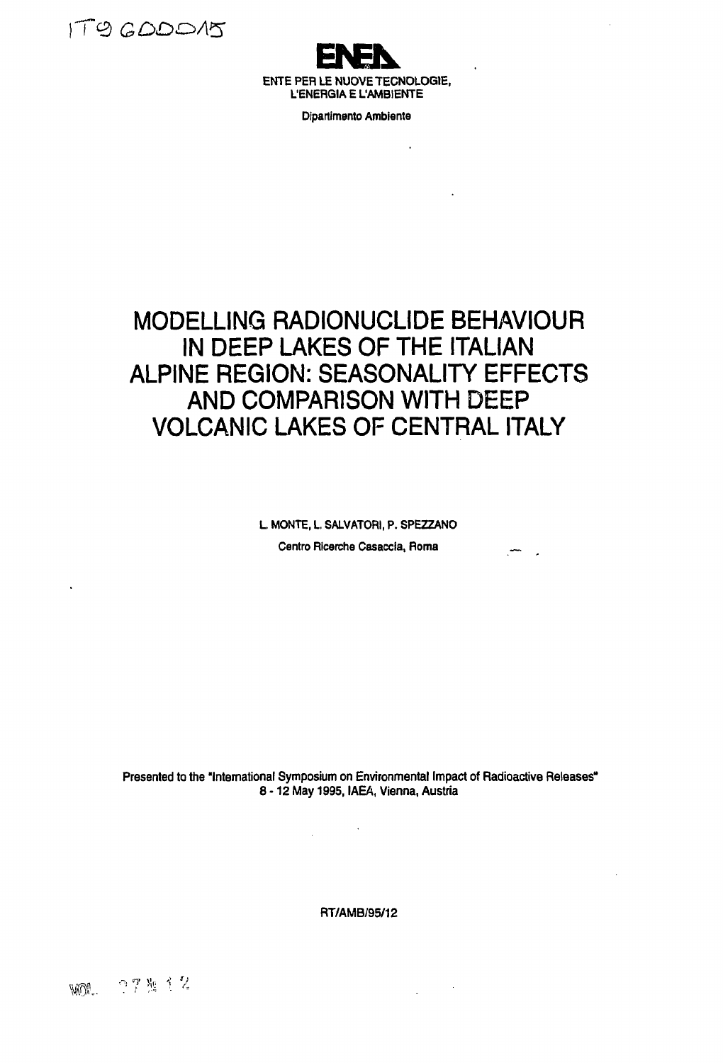IT9600015

ENEA

ENTE PER LE NUOVE TECNOLOGIE, L'ENERGIA E L'AMBIENTE

Dipartimento Ambiente

# MODELLING RADIONUCLIDE BEHAVIOUR IN DEEP LAKES OF THE ITALIAN ALPINE REGION: SEASONALITY EFFECTS AND COMPARISON WITH DEEP VOLCANIC LAKES OF CENTRAL ITALY

L. MONTE, L. SALVATORI, P. SPEZZANO

Centro Ricerche Casaccia, Roma

Presented to the "International Symposium on Environmental Impact of Radioactive Releases" 8 - 12 May 1995, IAEA, Vienna, Austria

RT/AMB/95/12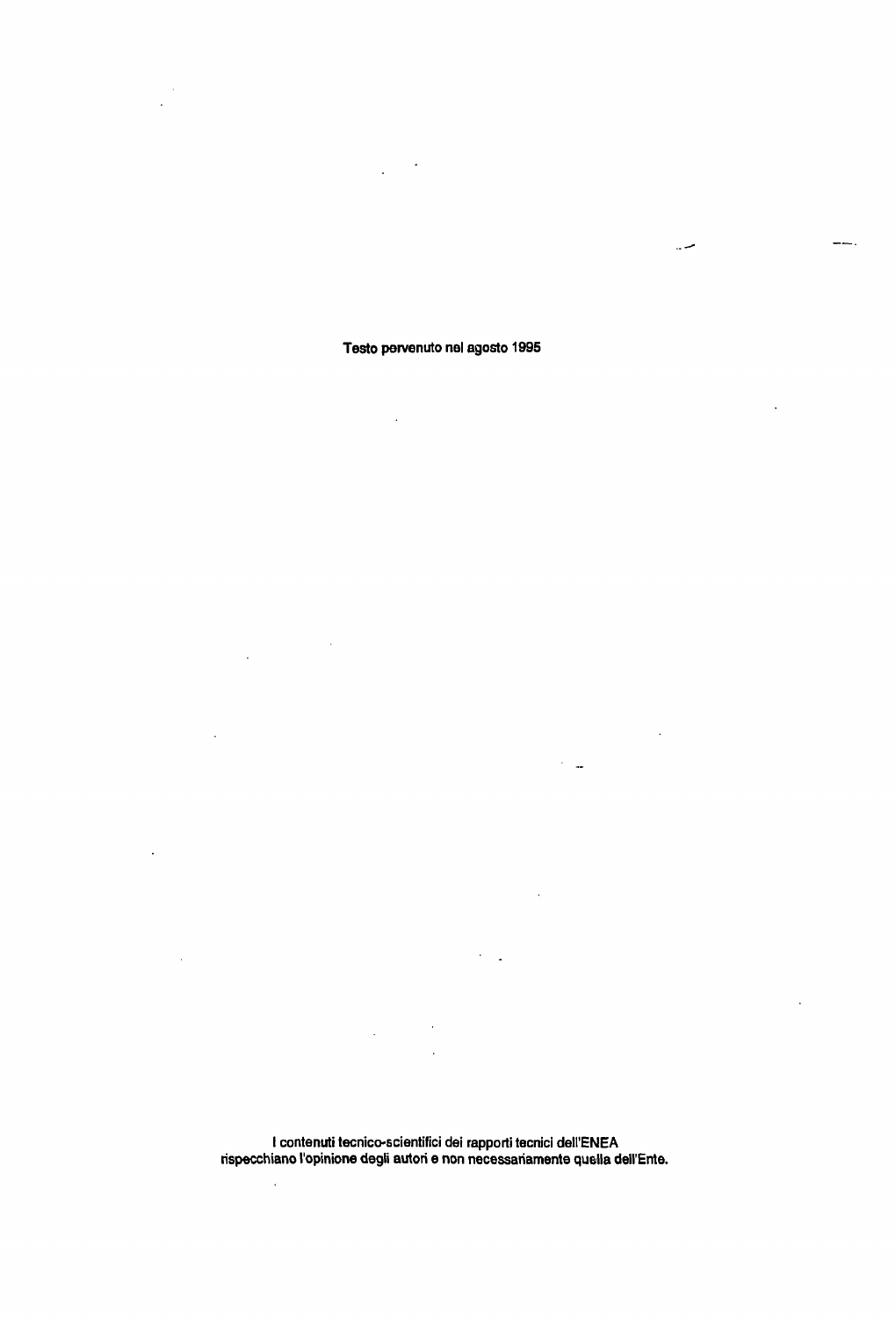Testo pervenuto nel agosto 1995

I contenuti tecnico-scientifici dei rapporti tecnici dell'ENEA rispecchiano l'opinione degli autori e non necessariamente quella dell'Ente.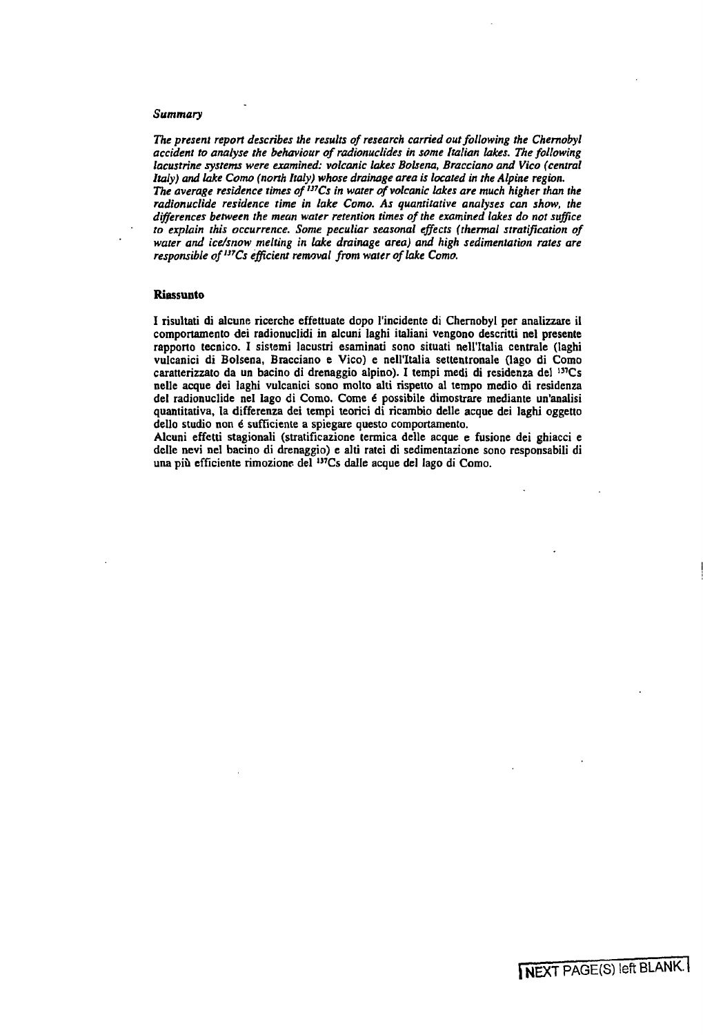*Summary*

*The present report describes the results of research carried out following the Chernobyl accident to analyse the behaviour of radionuclides in some Italian lakes. The following lacustrine systems were examined: volcanic lakes Bolsena, Bracciano and Vico (central Italy) and lake Como (north Italy) whose drainage area is located in the Alpine region. The average residence times of $^{137}Cs$ in water of volcanic lakes are much higher than the radionuclide residence time in lake Como. As quantitative analyses can show, the differences between the mean water retention times of the examined lakes do not suffice to explain this occurrence. Some peculiar seasonal effects (thermal stratification of water and ice/snow melting in lake drainage area) and high sedimentation rates are responsible of $^{137}Cs$ efficient removal from water of lake Como.*

**Riassunto**

I risultati di alcune ricerche effettuate dopo l'incidente di Chernobyl per analizzare il comportamento dei radionuclidi in alcuni laghi italiani vengono descritti nel presente rapporto tecnico. I sistemi lacustri esaminati sono situati nell'Italia centrale (laghi vulcanici di Bolsena, Bracciano e Vico) e nell'Italia settentronale (lago di Como caratterizzato da un bacino di drenaggio alpino). I tempi medi di residenza del $^{137}Cs$ nelle acque dei laghi vulcanici sono molto alti rispetto al tempo medio di residenza del radionuclide nel lago di Como. Come é possibile dimostrare mediante un'analisi quantitativa, la differenza dei tempi teorici di ricambio delle acque dei laghi oggetto dello studio non é sufficiente a spiegare questo comportamento.
Alcuni effetti stagionali (stratificazione termica delle acque e fusione dei ghiacci e delle nevi nel bacino di drenaggio) e alti ratei di sedimentazione sono responsabili di una più efficiente rimozione del $^{137}Cs$ dalle acque del lago di Como.

NEXT PAGE(S) left BLANK.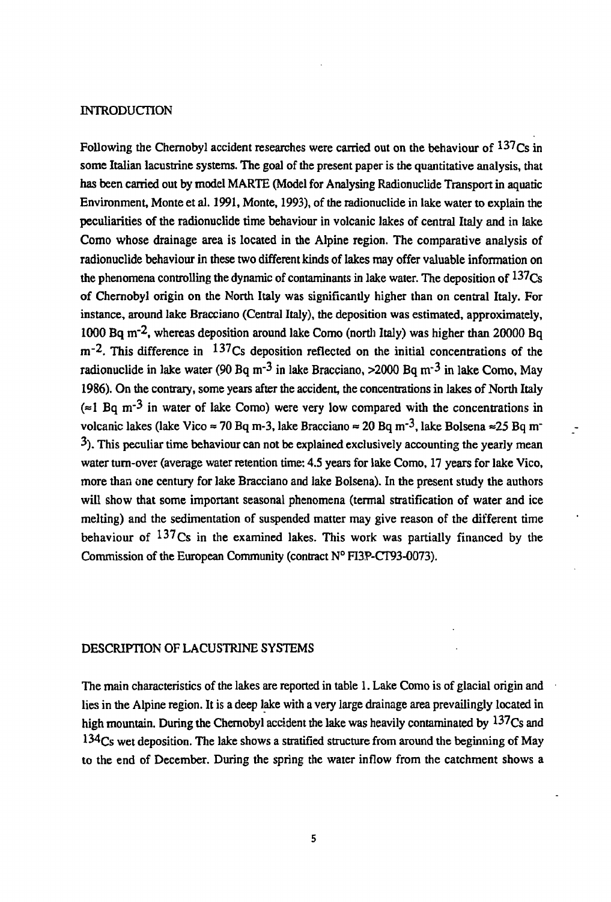## INTRODUCTION

Following the Chernobyl accident researches were carried out on the behaviour of $^{137}Cs$ in some Italian lacustrine systems. The goal of the present paper is the quantitative analysis, that has been carried out by model MARTE (Model for Analysing Radionuclide Transport in aquatic Environment, Monte et al. 1991, Monte, 1993), of the radionuclide in lake water to explain the peculiarities of the radionuclide time behaviour in volcanic lakes of central Italy and in lake Como whose drainage area is located in the Alpine region. The comparative analysis of radionuclide behaviour in these two different kinds of lakes may offer valuable information on the phenomena controlling the dynamic of contaminants in lake water. The deposition of $^{137}Cs$ of Chernobyl origin on the North Italy was significantly higher than on central Italy. For instance, around lake Bracciano (Central Italy), the deposition was estimated, approximately, 1000 Bq $m^{-2}$, whereas deposition around lake Como (north Italy) was higher than 20000 Bq $m^{-2}$. This difference in $^{137}Cs$ deposition reflected on the initial concentrations of the radionuclide in lake water (90 Bq $m^{-3}$ in lake Bracciano, >2000 Bq $m^{-3}$ in lake Como, May 1986). On the contrary, some years after the accident, the concentrations in lakes of North Italy ($\approx$1 Bq $m^{-3}$ in water of lake Como) were very low compared with the concentrations in volcanic lakes (lake Vico $\approx$ 70 Bq m-3, lake Bracciano $\approx$ 20 Bq $m^{-3}$, lake Bolsena $\approx$25 Bq $m^{-3}$). This peculiar time behaviour can not be explained exclusively accounting the yearly mean water turn-over (average water retention time: 4.5 years for lake Como, 17 years for lake Vico, more than one century for lake Bracciano and lake Bolsena). In the present study the authors will show that some important seasonal phenomena (termal stratification of water and ice melting) and the sedimentation of suspended matter may give reason of the different time behaviour of $^{137}Cs$ in the examined lakes. This work was partially financed by the Commission of the European Community (contract N° FI3P-CT93-0073).

## DESCRIPTION OF LACUSTRINE SYSTEMS

The main characteristics of the lakes are reported in table 1. Lake Como is of glacial origin and lies in the Alpine region. It is a deep lake with a very large drainage area prevailingly located in high mountain. During the Chernobyl accident the lake was heavily contaminated by $^{137}Cs$ and $^{134}Cs$ wet deposition. The lake shows a stratified structure from around the beginning of May to the end of December. During the spring the water inflow from the catchment shows a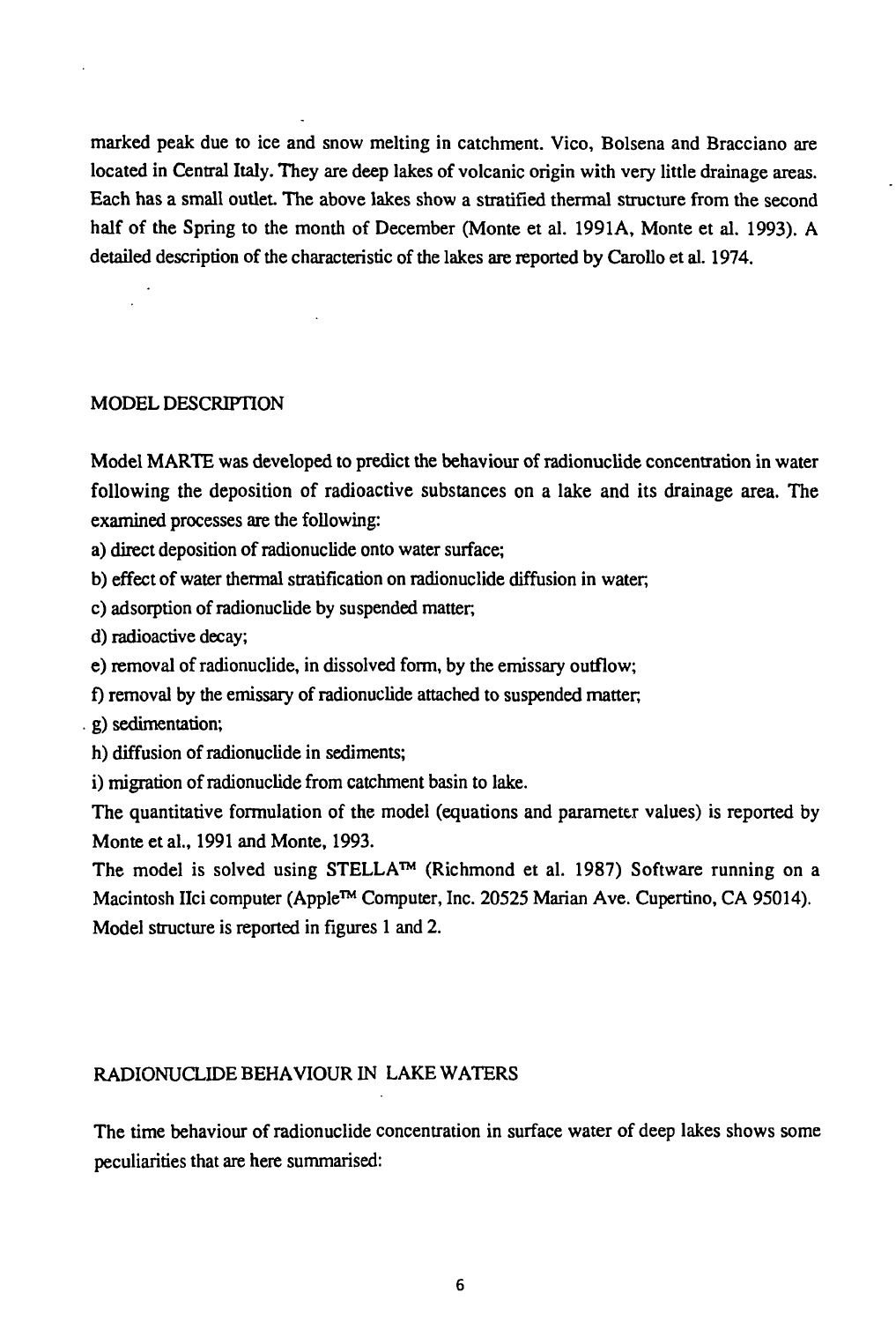marked peak due to ice and snow melting in catchment. Vico, Bolsena and Bracciano are located in Central Italy. They are deep lakes of volcanic origin with very little drainage areas. Each has a small outlet. The above lakes show a stratified thermal structure from the second half of the Spring to the month of December (Monte et al. 1991A, Monte et al. 1993). A detailed description of the characteristic of the lakes are reported by Carollo et al. 1974.

## MODEL DESCRIPTION

Model MARTE was developed to predict the behaviour of radionuclide concentration in water following the deposition of radioactive substances on a lake and its drainage area. The examined processes are the following:

a) direct deposition of radionuclide onto water surface;

b) effect of water thermal stratification on radionuclide diffusion in water;

c) adsorption of radionuclide by suspended matter;

d) radioactive decay;

e) removal of radionuclide, in dissolved form, by the emissary outflow;

f) removal by the emissary of radionuclide attached to suspended matter;

g) sedimentation;

h) diffusion of radionuclide in sediments;

i) migration of radionuclide from catchment basin to lake.

The quantitative formulation of the model (equations and parameter values) is reported by Monte et al., 1991 and Monte, 1993.

The model is solved using STELLA™ (Richmond et al. 1987) Software running on a Macintosh IIci computer (Apple™ Computer, Inc. 20525 Marian Ave. Cupertino, CA 95014). Model structure is reported in figures 1 and 2.

## RADIONUCLIDE BEHAVIOUR IN LAKE WATERS

The time behaviour of radionuclide concentration in surface water of deep lakes shows some peculiarities that are here summarised: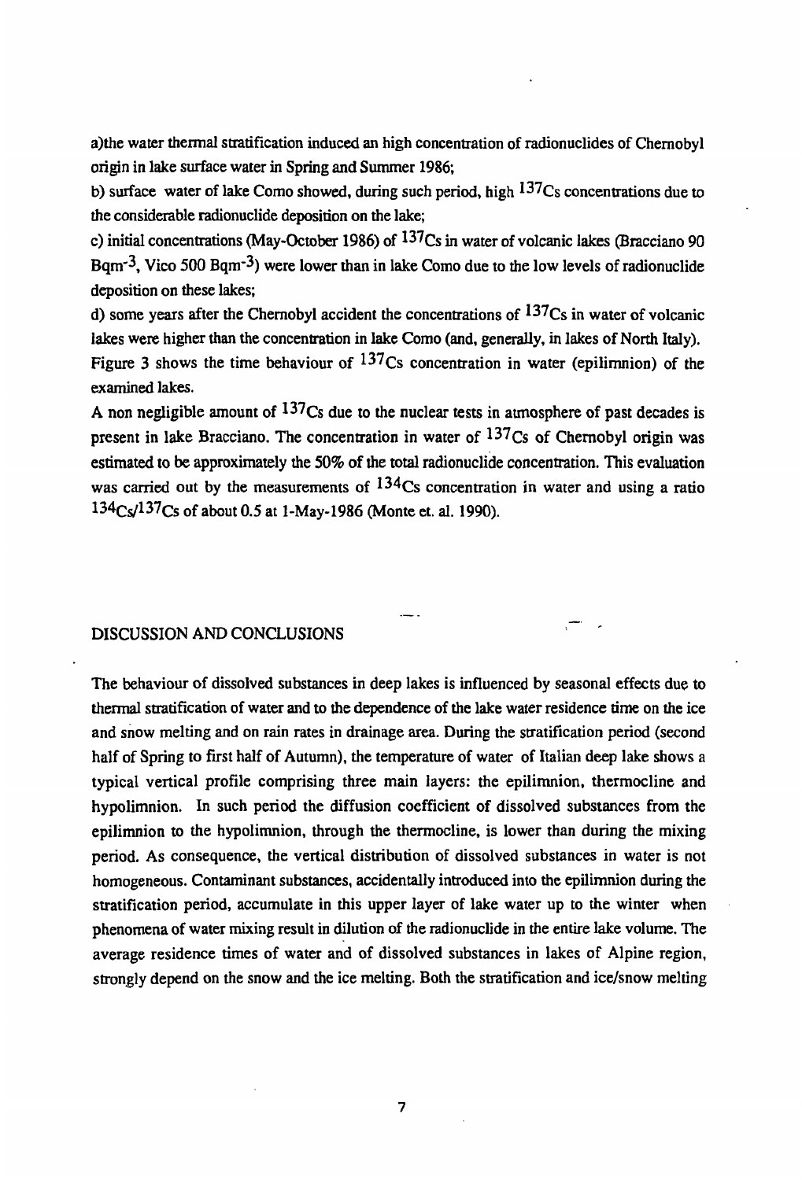a)the water thermal stratification induced an high concentration of radionuclides of Chernobyl origin in lake surface water in Spring and Summer 1986;

b) surface water of lake Como showed, during such period, high $^{137}Cs$ concentrations due to the considerable radionuclide deposition on the lake;

c) initial concentrations (May-October 1986) of $^{137}Cs$ in water of volcanic lakes (Bracciano 90 $Bqm^{-3}$, Vico 500 $Bqm^{-3}$) were lower than in lake Como due to the low levels of radionuclide deposition on these lakes;

d) some years after the Chernobyl accident the concentrations of $^{137}Cs$ in water of volcanic lakes were higher than the concentration in lake Como (and, generally, in lakes of North Italy).

Figure 3 shows the time behaviour of $^{137}Cs$ concentration in water (epilimnion) of the examined lakes.

A non negligible amount of $^{137}Cs$ due to the nuclear tests in atmosphere of past decades is present in lake Bracciano. The concentration in water of $^{137}Cs$ of Chernobyl origin was estimated to be approximately the 50% of the total radionuclide concentration. This evaluation was carried out by the measurements of $^{134}Cs$ concentration in water and using a ratio $^{134}Cs/^{137}Cs$ of about 0.5 at 1-May-1986 (Monte et. al. 1990).

## DISCUSSION AND CONCLUSIONS

The behaviour of dissolved substances in deep lakes is influenced by seasonal effects due to thermal stratification of water and to the dependence of the lake water residence time on the ice and snow melting and on rain rates in drainage area. During the stratification period (second half of Spring to first half of Autumn), the temperature of water of Italian deep lake shows a typical vertical profile comprising three main layers: the epilimnion, thermocline and hypolimnion. In such period the diffusion coefficient of dissolved substances from the epilimnion to the hypolimnion, through the thermocline, is lower than during the mixing period. As consequence, the vertical distribution of dissolved substances in water is not homogeneous. Contaminant substances, accidentally introduced into the epilimnion during the stratification period, accumulate in this upper layer of lake water up to the winter when phenomena of water mixing result in dilution of the radionuclide in the entire lake volume. The average residence times of water and of dissolved substances in lakes of Alpine region, strongly depend on the snow and the ice melting. Both the stratification and ice/snow melting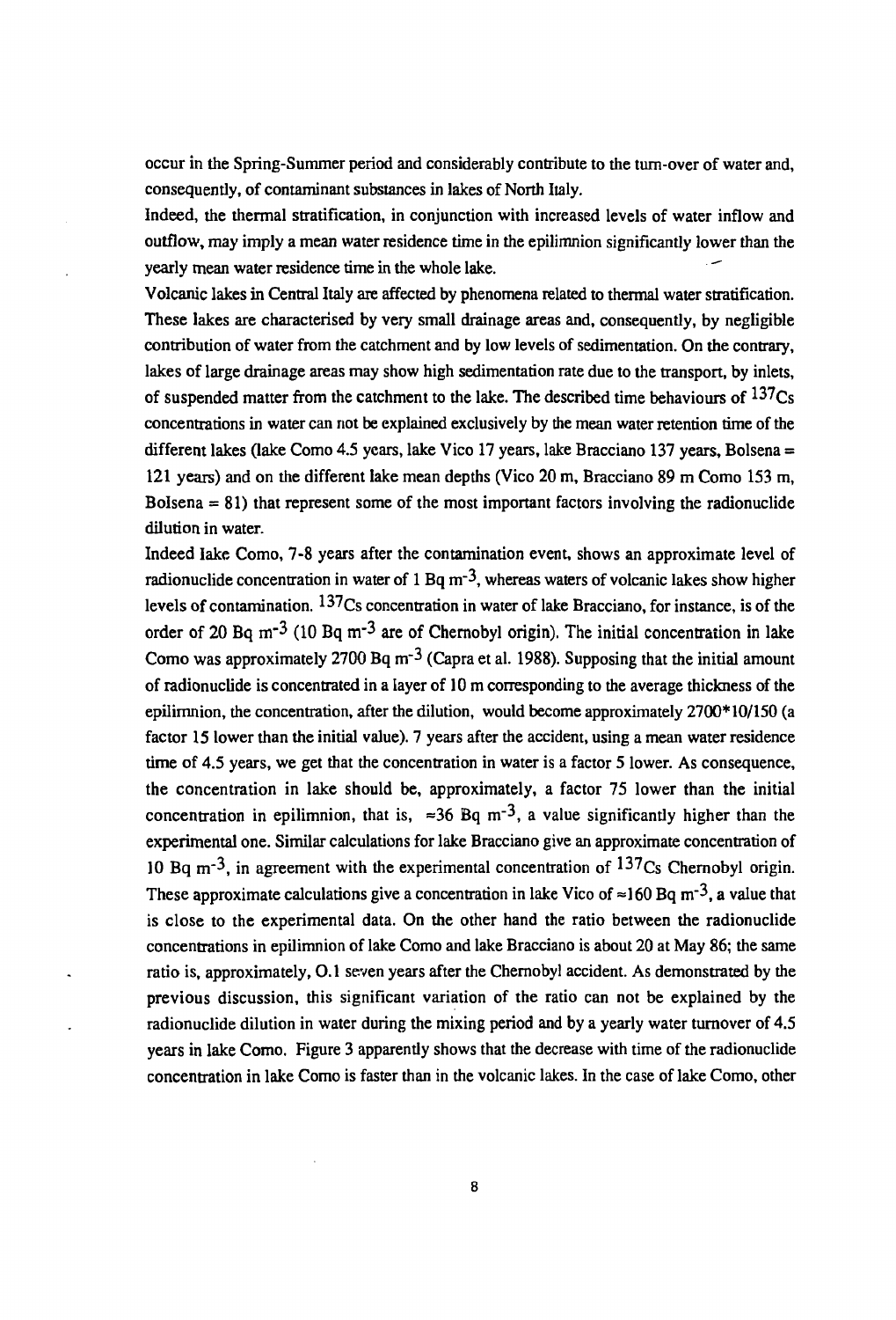occur in the Spring-Summer period and considerably contribute to the turn-over of water and, consequently, of contaminant substances in lakes of North Italy.

Indeed, the thermal stratification, in conjunction with increased levels of water inflow and outflow, may imply a mean water residence time in the epilimnion significantly lower than the yearly mean water residence time in the whole lake.

Volcanic lakes in Central Italy are affected by phenomena related to thermal water stratification. These lakes are characterised by very small drainage areas and, consequently, by negligible contribution of water from the catchment and by low levels of sedimentation. On the contrary, lakes of large drainage areas may show high sedimentation rate due to the transport, by inlets, of suspended matter from the catchment to the lake. The described time behaviours of $^{137}Cs$ concentrations in water can not be explained exclusively by the mean water retention time of the different lakes (lake Como 4.5 years, lake Vico 17 years, lake Bracciano 137 years, Bolsena = 121 years) and on the different lake mean depths (Vico 20 m, Bracciano 89 m Como 153 m, Bolsena = 81) that represent some of the most important factors involving the radionuclide dilution in water.

Indeed lake Como, 7-8 years after the contamination event, shows an approximate level of radionuclide concentration in water of 1 Bq $m^{-3}$, whereas waters of volcanic lakes show higher levels of contamination. $^{137}Cs$ concentration in water of lake Bracciano, for instance, is of the order of 20 Bq $m^{-3}$ (10 Bq $m^{-3}$ are of Chernobyl origin). The initial concentration in lake Como was approximately 2700 Bq $m^{-3}$ (Capra et al. 1988). Supposing that the initial amount of radionuclide is concentrated in a layer of 10 m corresponding to the average thickness of the epilimnion, the concentration, after the dilution, would become approximately 2700*10/150 (a factor 15 lower than the initial value). 7 years after the accident, using a mean water residence time of 4.5 years, we get that the concentration in water is a factor 5 lower. As consequence, the concentration in lake should be, approximately, a factor 75 lower than the initial concentration in epilimnion, that is, $\approx$36 Bq $m^{-3}$, a value significantly higher than the experimental one. Similar calculations for lake Bracciano give an approximate concentration of 10 Bq $m^{-3}$, in agreement with the experimental concentration of $^{137}Cs$ Chernobyl origin. These approximate calculations give a concentration in lake Vico of $\approx$160 Bq $m^{-3}$, a value that is close to the experimental data. On the other hand the ratio between the radionuclide concentrations in epilimnion of lake Como and lake Bracciano is about 20 at May 86; the same ratio is, approximately, 0.1 seven years after the Chernobyl accident. As demonstrated by the previous discussion, this significant variation of the ratio can not be explained by the radionuclide dilution in water during the mixing period and by a yearly water turnover of 4.5 years in lake Como. Figure 3 apparently shows that the decrease with time of the radionuclide concentration in lake Como is faster than in the volcanic lakes. In the case of lake Como, other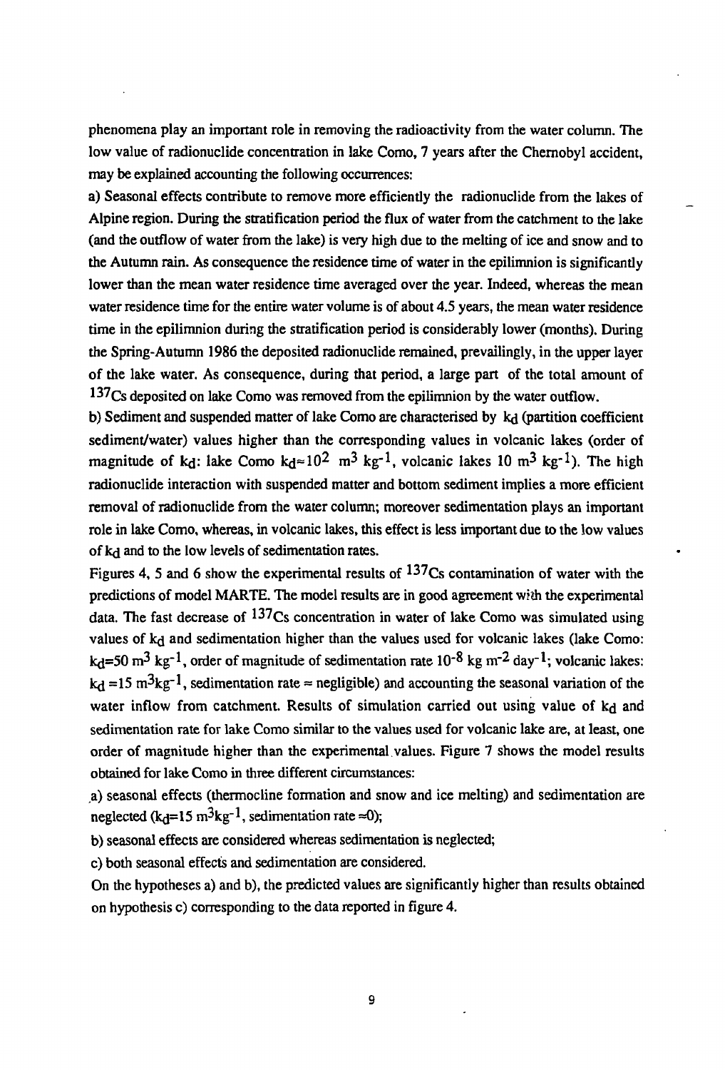phenomena play an important role in removing the radioactivity from the water column. The low value of radionuclide concentration in lake Como, 7 years after the Chernobyl accident, may be explained accounting the following occurrences:

a) Seasonal effects contribute to remove more efficiently the radionuclide from the lakes of Alpine region. During the stratification period the flux of water from the catchment to the lake (and the outflow of water from the lake) is very high due to the melting of ice and snow and to the Autumn rain. As consequence the residence time of water in the epilimnion is significantly lower than the mean water residence time averaged over the year. Indeed, whereas the mean water residence time for the entire water volume is of about 4.5 years, the mean water residence time in the epilimnion during the stratification period is considerably lower (months). During the Spring-Autumn 1986 the deposited radionuclide remained, prevailingly, in the upper layer of the lake water. As consequence, during that period, a large part of the total amount of $^{137}Cs$ deposited on lake Como was removed from the epilimnion by the water outflow.

b) Sediment and suspended matter of lake Como are characterised by $k_d$ (partition coefficient sediment/water) values higher than the corresponding values in volcanic lakes (order of magnitude of $k_d$: lake Como $k_d \approx 10^2$ $m^3$ $kg^{-1}$, volcanic lakes 10 $m^3$ $kg^{-1}$). The high radionuclide interaction with suspended matter and bottom sediment implies a more efficient removal of radionuclide from the water column; moreover sedimentation plays an important role in lake Como, whereas, in volcanic lakes, this effect is less important due to the low values of $k_d$ and to the low levels of sedimentation rates.

Figures 4, 5 and 6 show the experimental results of $^{137}Cs$ contamination of water with the predictions of model MARTE. The model results are in good agreement with the experimental data. The fast decrease of $^{137}Cs$ concentration in water of lake Como was simulated using values of $k_d$ and sedimentation higher than the values used for volcanic lakes (lake Como: $k_d$=50 $m^3$ $kg^{-1}$, order of magnitude of sedimentation rate $10^{-8}$ kg $m^{-2}$ $day^{-1}$; volcanic lakes: $k_d$ =15 $m^3kg^{-1}$, sedimentation rate ≈ negligible) and accounting the seasonal variation of the water inflow from catchment. Results of simulation carried out using value of $k_d$ and sedimentation rate for lake Como similar to the values used for volcanic lake are, at least, one order of magnitude higher than the experimental values. Figure 7 shows the model results obtained for lake Como in three different circumstances:

a) seasonal effects (thermocline formation and snow and ice melting) and sedimentation are neglected ($k_d$=15 $m^3kg^{-1}$, sedimentation rate ≈0);

b) seasonal effects are considered whereas sedimentation is neglected;

c) both seasonal effects and sedimentation are considered.

On the hypotheses a) and b), the predicted values are significantly higher than results obtained on hypothesis c) corresponding to the data reported in figure 4.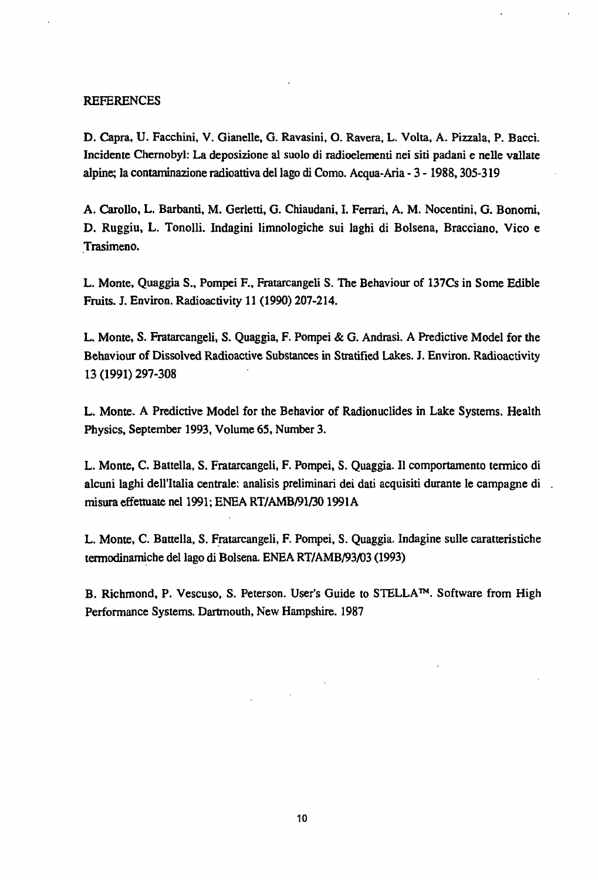## REFERENCES

D. Capra, U. Facchini, V. Gianelle, G. Ravasini, O. Ravera, L. Volta, A. Pizzala, P. Bacci. Incidente Chernobyl: La deposizione al suolo di radioelementi nei siti padani e nelle vallate alpine; la contaminazione radioattiva del lago di Como. Acqua-Aria - 3 - 1988, 305-319

A. Carollo, L. Barbanti, M. Gerletti, G. Chiaudani, I. Ferrari, A. M. Nocentini, G. Bonomi, D. Ruggiu, L. Tonolli. Indagini limnologiche sui laghi di Bolsena, Bracciano, Vico e Trasimeno.

L. Monte, Quaggia S., Pompei F., Fratarcangeli S. The Behaviour of 137Cs in Some Edible Fruits. J. Environ. Radioactivity 11 (1990) 207-214.

L. Monte, S. Fratarcangeli, S. Quaggia, F. Pompei & G. Andrasi. A Predictive Model for the Behaviour of Dissolved Radioactive Substances in Stratified Lakes. J. Environ. Radioactivity 13 (1991) 297-308

L. Monte. A Predictive Model for the Behavior of Radionuclides in Lake Systems. Health Physics, September 1993, Volume 65, Number 3.

L. Monte, C. Battella, S. Fratarcangeli, F. Pompei, S. Quaggia. Il comportamento termico di alcuni laghi dell'Italia centrale: analisis preliminari dei dati acquisiti durante le campagne di misura effettuate nel 1991; ENEA RT/AMB/91/30 1991A

L. Monte, C. Battella, S. Fratarcangeli, F. Pompei, S. Quaggia. Indagine sulle caratteristiche termodinamiche del lago di Bolsena. ENEA RT/AMB/93/03 (1993)

B. Richmond, P. Vescuso, S. Peterson. User's Guide to STELLA™. Software from High Performance Systems. Dartmouth, New Hampshire. 1987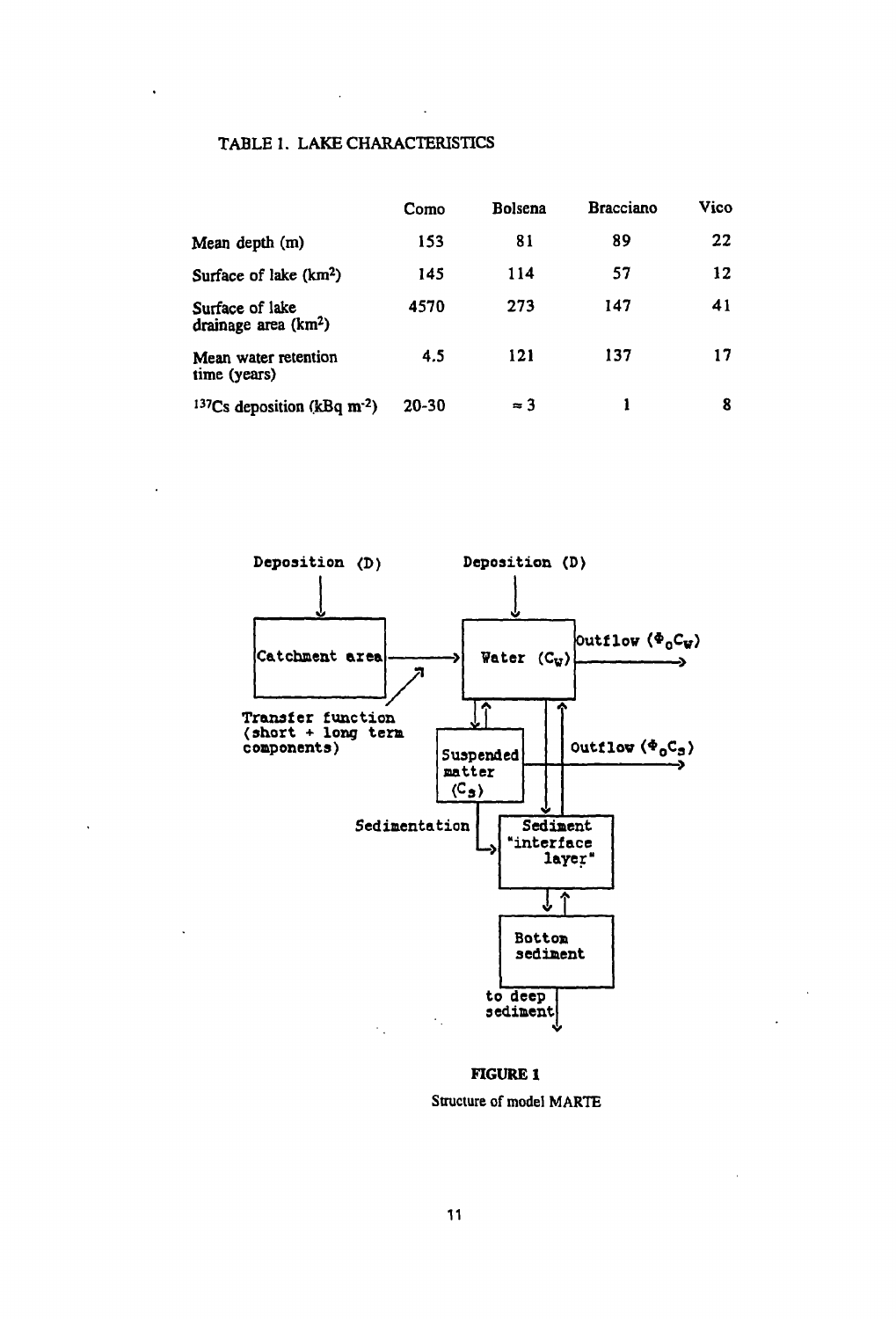TABLE 1. LAKE CHARACTERISTICS

| | Como | Bolsena | Bracciano | Vico |
|---|---|---|---|---|
| Mean depth (m) | 153 | 81 | 89 | 22 |
| Surface of lake ($km^2$) | 145 | 114 | 57 | 12 |
| Surface of lake drainage area ($km^2$) | 4570 | 273 | 147 | 41 |
| Mean water retention time (years) | 4.5 | 121 | 137 | 17 |
| $^{137}Cs$ deposition ($kBq\ m^{-2}$) | 20-30 | ≈ 3 | 1 | 8 |

Deposition (D) → Catchment area → Transfer function (short + long term components) → Water ($C_W$) ← Deposition (D)

Water ($C_W$) → Outflow ($\Phi_0 C_W$)

Water ⇄ Suspended matter ($C_S$) → Outflow ($\Phi_0 C_S$)

Suspended matter → Sedimentation → Sediment "interface layer" ⇄ Water

Sediment "interface layer" ⇄ Bottom sediment → to deep sediment

**FIGURE 1**

Structure of model MARTE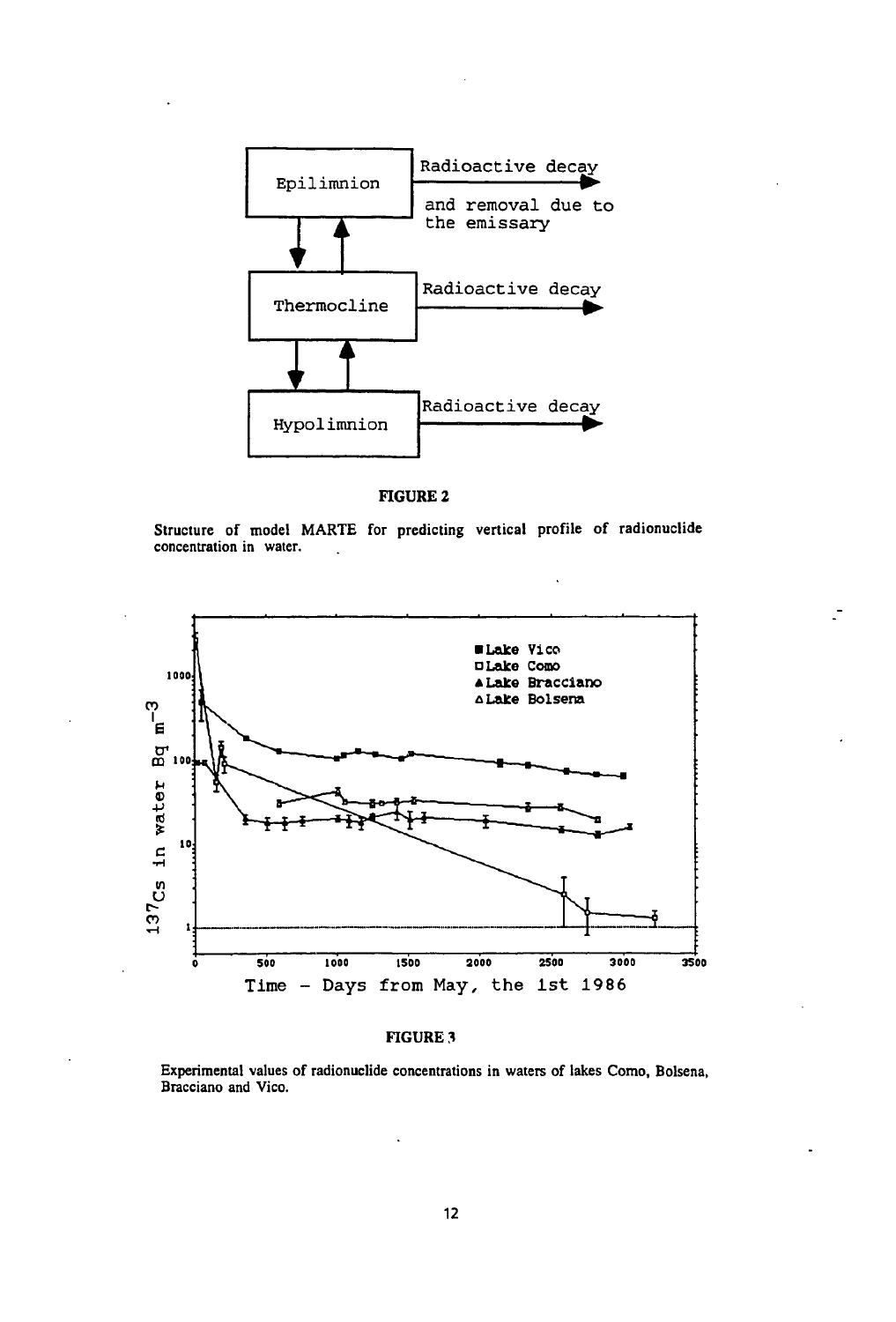**FIGURE 2**

Structure of model MARTE for predicting vertical profile of radionuclide concentration in water.

**FIGURE 3**

Experimental values of radionuclide concentrations in waters of lakes Como, Bolsena, Bracciano and Vico.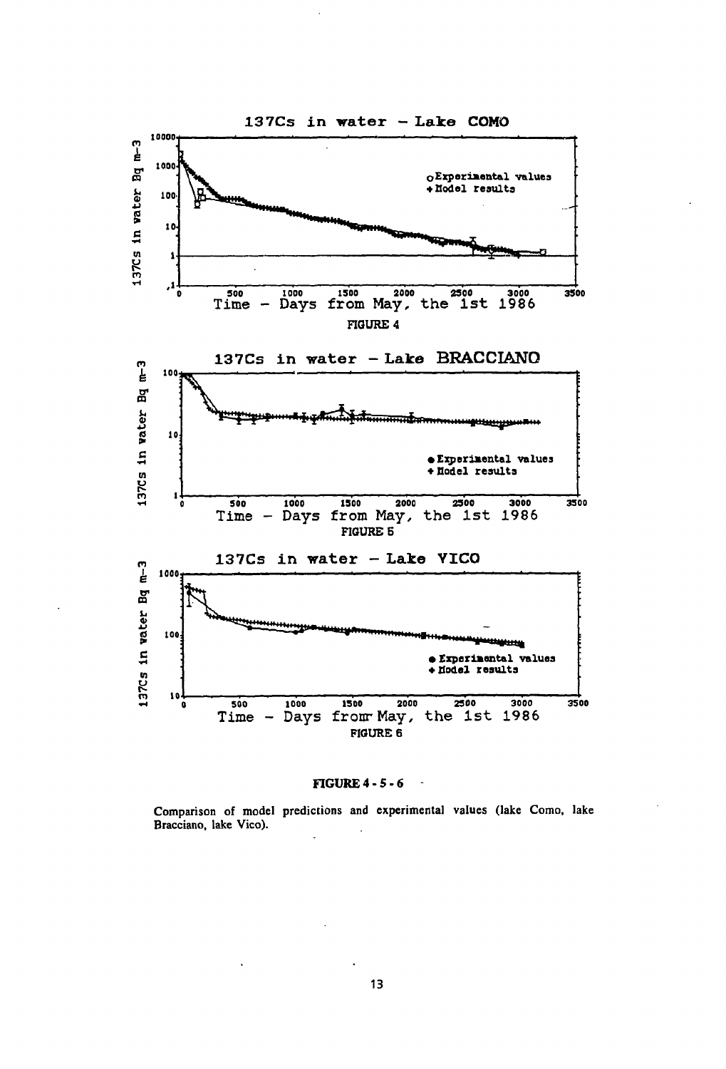FIGURE 4

FIGURE 5

FIGURE 6

**FIGURE 4 - 5 - 6**

Comparison of model predictions and experimental values (lake Como, lake Bracciano, lake Vico).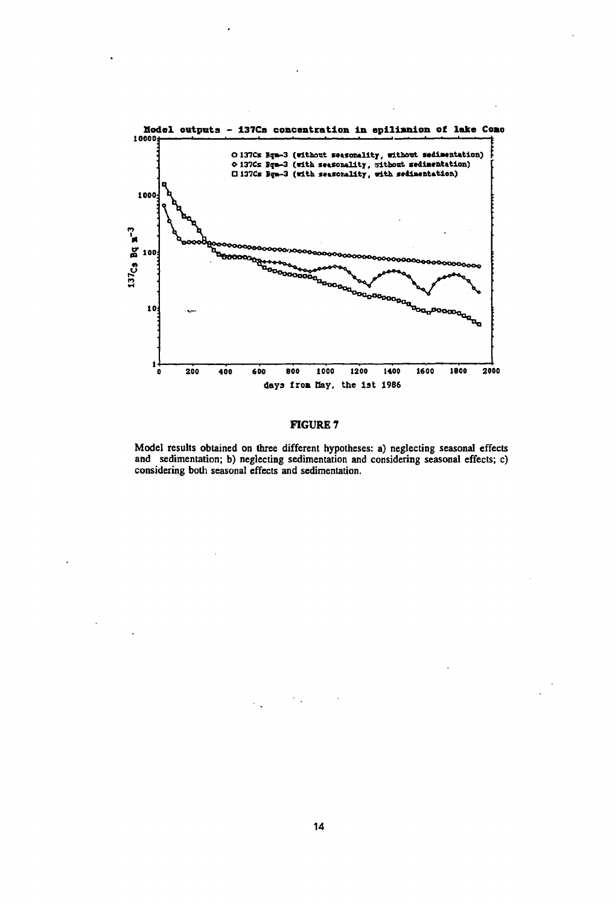**FIGURE 7**

Model results obtained on three different hypotheses: a) neglecting seasonal effects and sedimentation; b) neglecting sedimentation and considering seasonal effects; c) considering both seasonal effects and sedimentation.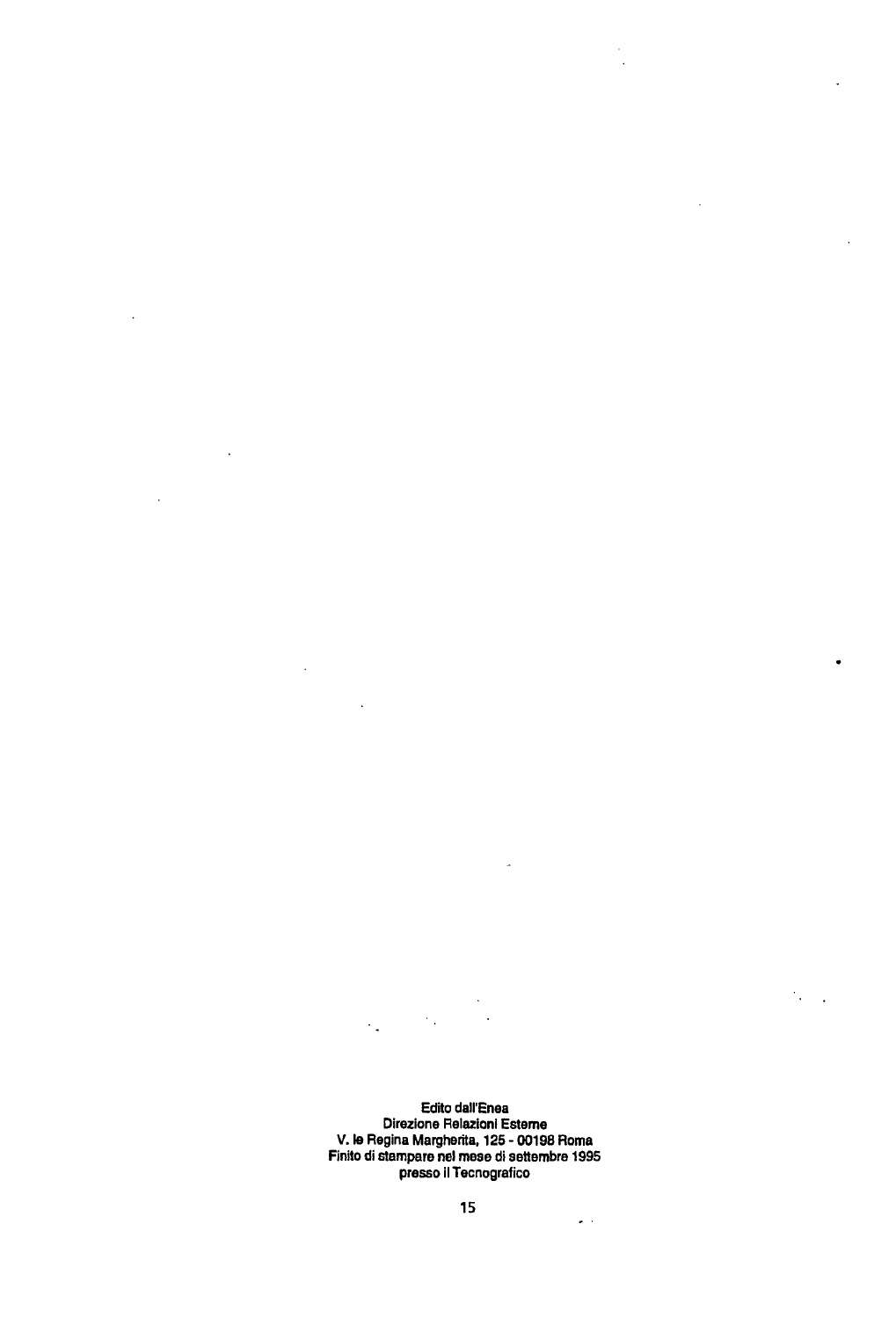Edito dall'Enea
Direzione Relazioni Esterne
V. le Regina Margherita, 125 - 00198 Roma
Finito di stampare nel mese di settembre 1995
presso il Tecnografico